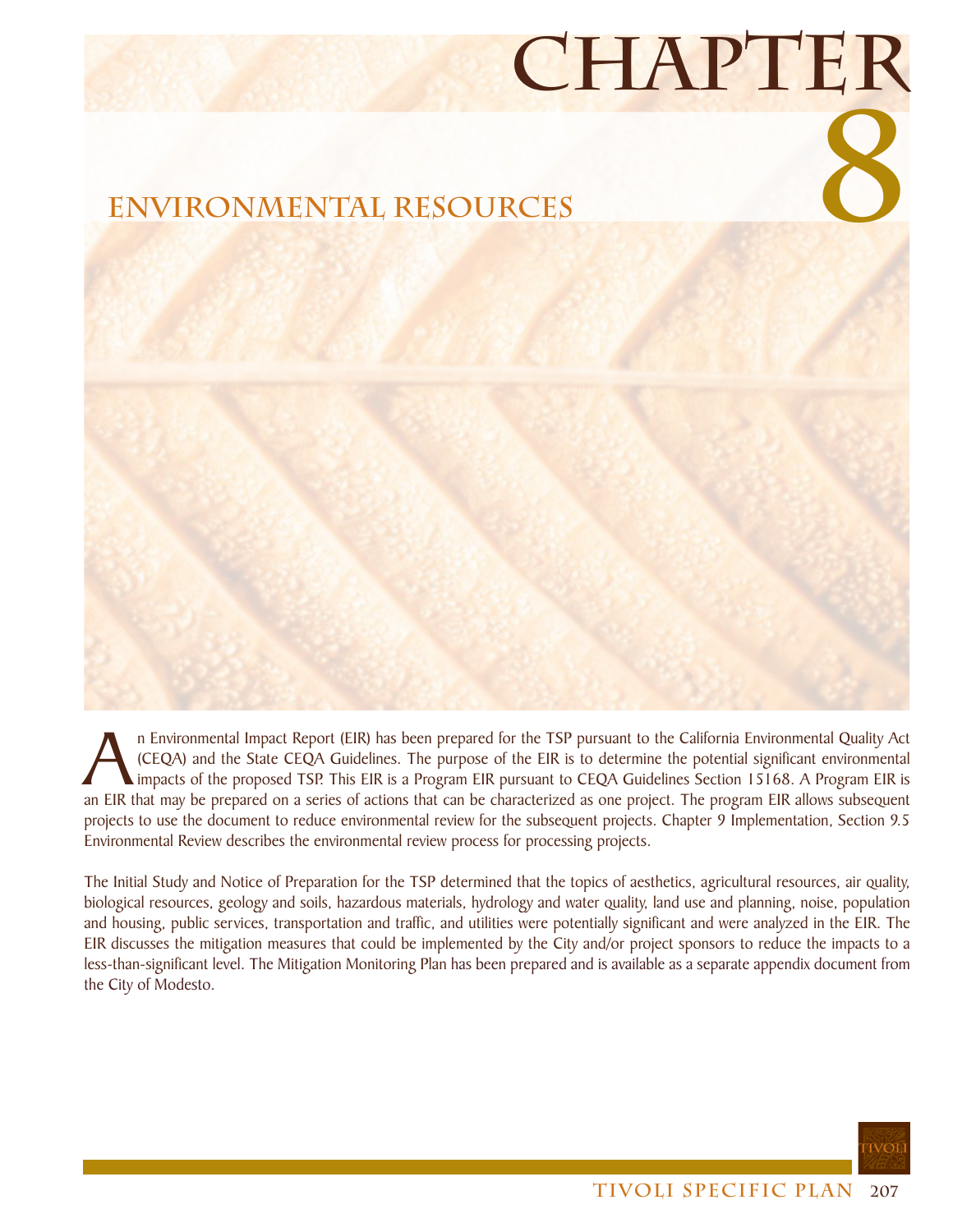# CHAPTER 8

## ENVIRONMENTAL RESOURCES

An Environmental Impact Report (EIR) has been prepared for the TSP pursuant to the California Environmental Quality Act (CEQA) and the State CEQA Guidelines. The purpose of the EIR is to determine the potential significant environmental impacts of the proposed TSP. This EIR is a Program EIR pursuant to CEQA Guidelines Section 15168. A Program EIR is an EIR that may be prepared on a series of actions that can be characterized as one project. The program EIR allows subsequent projects to use the document to reduce environmental review for the subsequent projects. Chapter 9 Implementation, Section 9.5 Environmental Review describes the environmental review process for processing projects.

The Initial Study and Notice of Preparation for the TSP determined that the topics of aesthetics, agricultural resources, air quality, biological resources, geology and soils, hazardous materials, hydrology and water quality, land use and planning, noise, population and housing, public services, transportation and traffic, and utilities were potentially significant and were analyzed in the EIR. The EIR discusses the mitigation measures that could be implemented by the City and/or project sponsors to reduce the impacts to a less-than-significant level. The Mitigation Monitoring Plan has been prepared and is available as a separate appendix document from the City of Modesto.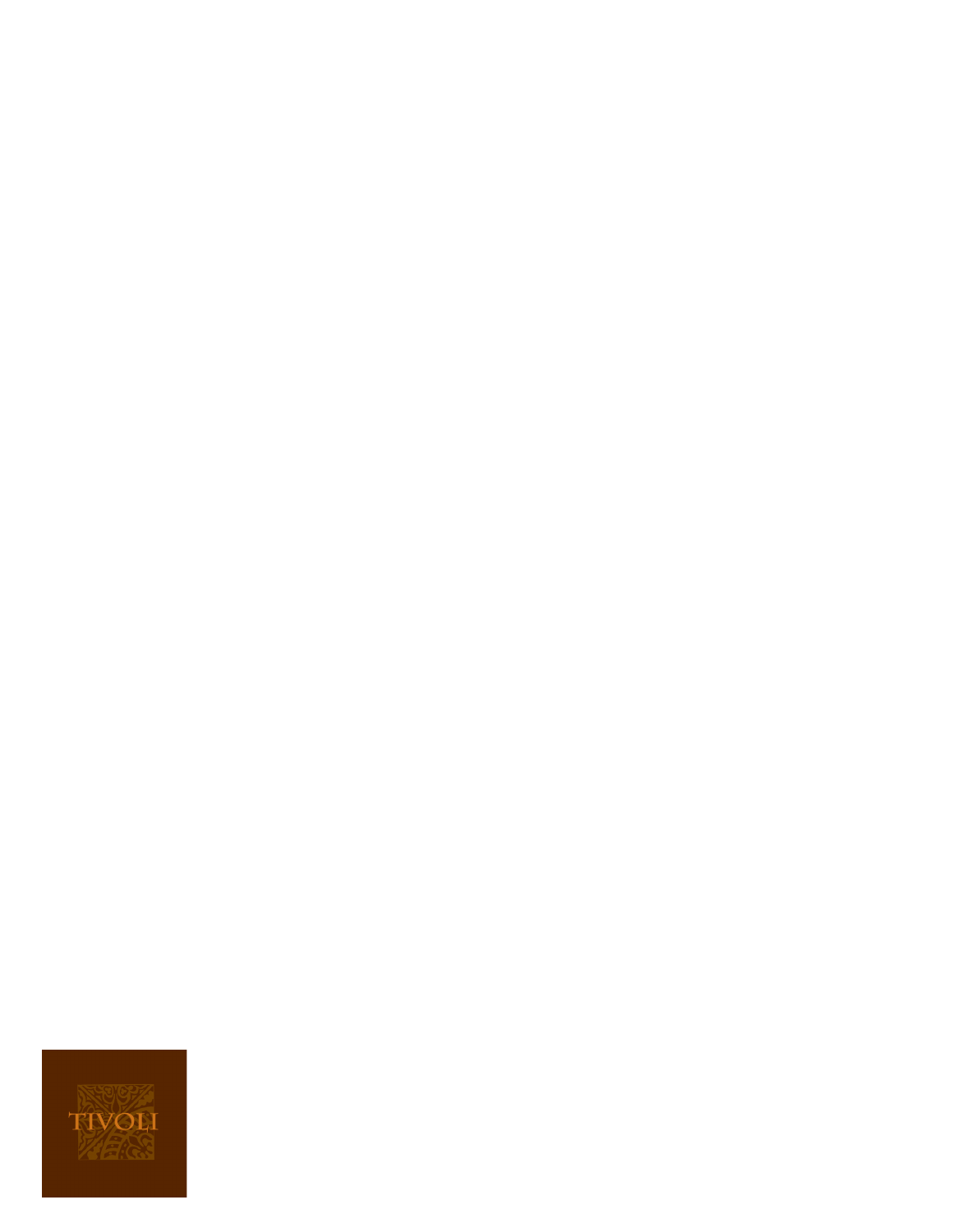TIVOLI